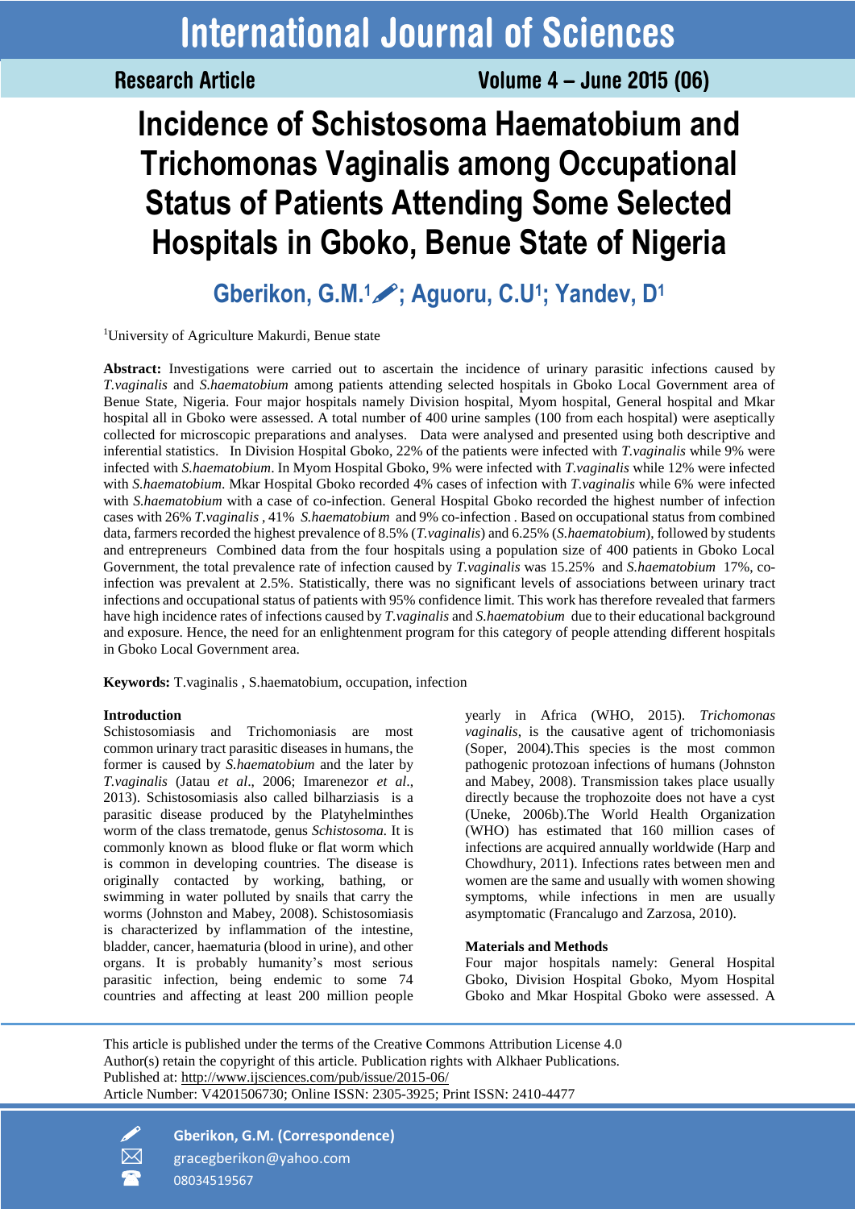# Incidence of Schistosoma Haematobium and Trichomonas Vaginalis among Occupational Status of Patients Attending Some Selected Hospitals in Gboko, Benue State of Nigeria

**Gberikon, G.M.[1]; Aguoru, C.U[1]; Yandev, D[1]**

[1]University of Agriculture Makurdi, Benue state

**Abstract:** Investigations were carried out to ascertain the incidence of urinary parasitic infections caused by *T.vaginalis* and *S.haematobium* among patients attending selected hospitals in Gboko Local Government area of Benue State, Nigeria. Four major hospitals namely Division hospital, Myom hospital, General hospital and Mkar hospital all in Gboko were assessed. A total number of 400 urine samples (100 from each hospital) were aseptically collected for microscopic preparations and analyses. Data were analysed and presented using both descriptive and inferential statistics. In Division Hospital Gboko, 22% of the patients were infected with *T.vaginalis* while 9% were infected with *S.haematobium*. In Myom Hospital Gboko, 9% were infected with *T.vaginalis* while 12% were infected with *S.haematobium*. Mkar Hospital Gboko recorded 4% cases of infection with *T.vaginalis* while 6% were infected with *S.haematobium* with a case of co-infection. General Hospital Gboko recorded the highest number of infection cases with 26% *T.vaginalis* , 41% *S.haematobium* and 9% co-infection . Based on occupational status from combined data, farmers recorded the highest prevalence of 8.5% (*T.vaginalis*) and 6.25% (*S.haematobium*), followed by students and entrepreneurs Combined data from the four hospitals using a population size of 400 patients in Gboko Local Government, the total prevalence rate of infection caused by *T.vaginalis* was 15.25% and *S.haematobium* 17%, co-infection was prevalent at 2.5%. Statistically, there was no significant levels of associations between urinary tract infections and occupational status of patients with 95% confidence limit. This work has therefore revealed that farmers have high incidence rates of infections caused by *T.vaginalis* and *S.haematobium* due to their educational background and exposure. Hence, the need for an enlightenment program for this category of people attending different hospitals in Gboko Local Government area.

**Keywords:** T.vaginalis , S.haematobium, occupation, infection

## Introduction

Schistosomiasis and Trichomoniasis are most common urinary tract parasitic diseases in humans, the former is caused by *S.haematobium* and the later by *T.vaginalis* (Jatau *et al*., 2006; Imarenezor *et al*., 2013). Schistosomiasis also called bilharziasis is a parasitic disease produced by the Platyhelminthes worm of the class trematode, genus *Schistosoma.* It is commonly known as blood fluke or flat worm which is common in developing countries. The disease is originally contacted by working, bathing, or swimming in water polluted by snails that carry the worms (Johnston and Mabey, 2008). Schistosomiasis is characterized by inflammation of the intestine, bladder, cancer, haematuria (blood in urine), and other organs. It is probably humanity's most serious parasitic infection, being endemic to some 74 countries and affecting at least 200 million people yearly in Africa (WHO, 2015). *Trichomonas vaginalis*, is the causative agent of trichomoniasis (Soper, 2004).This species is the most common pathogenic protozoan infections of humans (Johnston and Mabey, 2008). Transmission takes place usually directly because the trophozoite does not have a cyst (Uneke, 2006b).The World Health Organization (WHO) has estimated that 160 million cases of infections are acquired annually worldwide (Harp and Chowdhury, 2011). Infections rates between men and women are the same and usually with women showing symptoms, while infections in men are usually asymptomatic (Francalugo and Zarzosa, 2010).

## Materials and Methods

Four major hospitals namely: General Hospital Gboko, Division Hospital Gboko, Myom Hospital Gboko and Mkar Hospital Gboko were assessed. A

This article is published under the terms of the Creative Commons Attribution License 4.0
Author(s) retain the copyright of this article. Publication rights with Alkhaer Publications.
Published at: http://www.ijsciences.com/pub/issue/2015-06/
Article Number: V4201506730; Online ISSN: 2305-3925; Print ISSN: 2410-4477

**Gberikon, G.M. (Correspondence)**
gracegberikon@yahoo.com
08034519567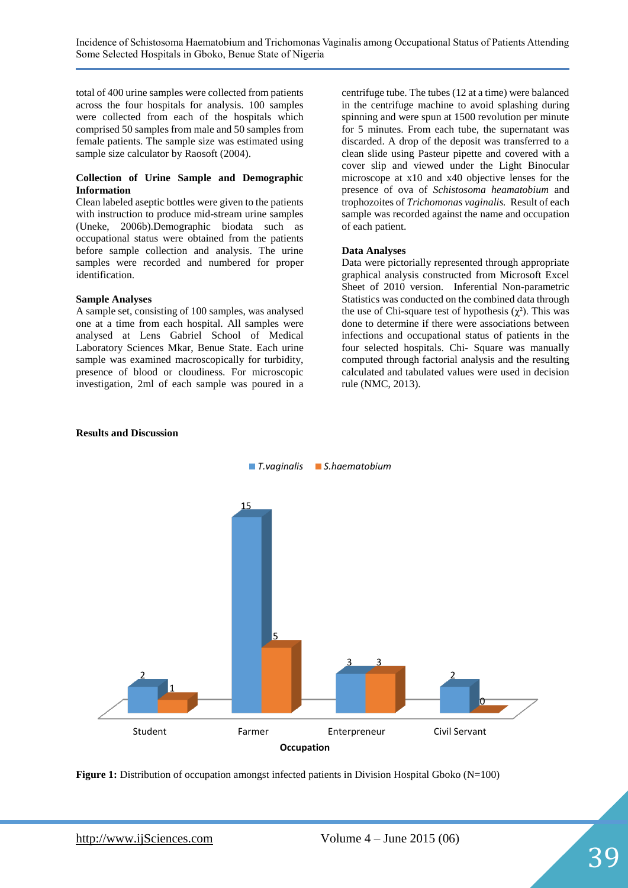total of 400 urine samples were collected from patients across the four hospitals for analysis. 100 samples were collected from each of the hospitals which comprised 50 samples from male and 50 samples from female patients. The sample size was estimated using sample size calculator by Raosoft (2004).

### Collection of Urine Sample and Demographic Information

Clean labeled aseptic bottles were given to the patients with instruction to produce mid-stream urine samples (Uneke, 2006b).Demographic biodata such as occupational status were obtained from the patients before sample collection and analysis. The urine samples were recorded and numbered for proper identification.

### Sample Analyses

A sample set, consisting of 100 samples, was analysed one at a time from each hospital. All samples were analysed at Lens Gabriel School of Medical Laboratory Sciences Mkar, Benue State. Each urine sample was examined macroscopically for turbidity, presence of blood or cloudiness. For microscopic investigation, 2ml of each sample was poured in a centrifuge tube. The tubes (12 at a time) were balanced in the centrifuge machine to avoid splashing during spinning and were spun at 1500 revolution per minute for 5 minutes. From each tube, the supernatant was discarded. A drop of the deposit was transferred to a clean slide using Pasteur pipette and covered with a cover slip and viewed under the Light Binocular microscope at x10 and x40 objective lenses for the presence of ova of *Schistosoma heamatobium* and trophozoites of *Trichomonas vaginalis.* Result of each sample was recorded against the name and occupation of each patient.

### Data Analyses

Data were pictorially represented through appropriate graphical analysis constructed from Microsoft Excel Sheet of 2010 version. Inferential Non-parametric Statistics was conducted on the combined data through the use of Chi-square test of hypothesis ($\chi^2$). This was done to determine if there were associations between infections and occupational status of patients in the four selected hospitals. Chi- Square was manually computed through factorial analysis and the resulting calculated and tabulated values were used in decision rule (NMC, 2013).

## Results and Discussion

**Figure 1:** Distribution of occupation amongst infected patients in Division Hospital Gboko (N=100)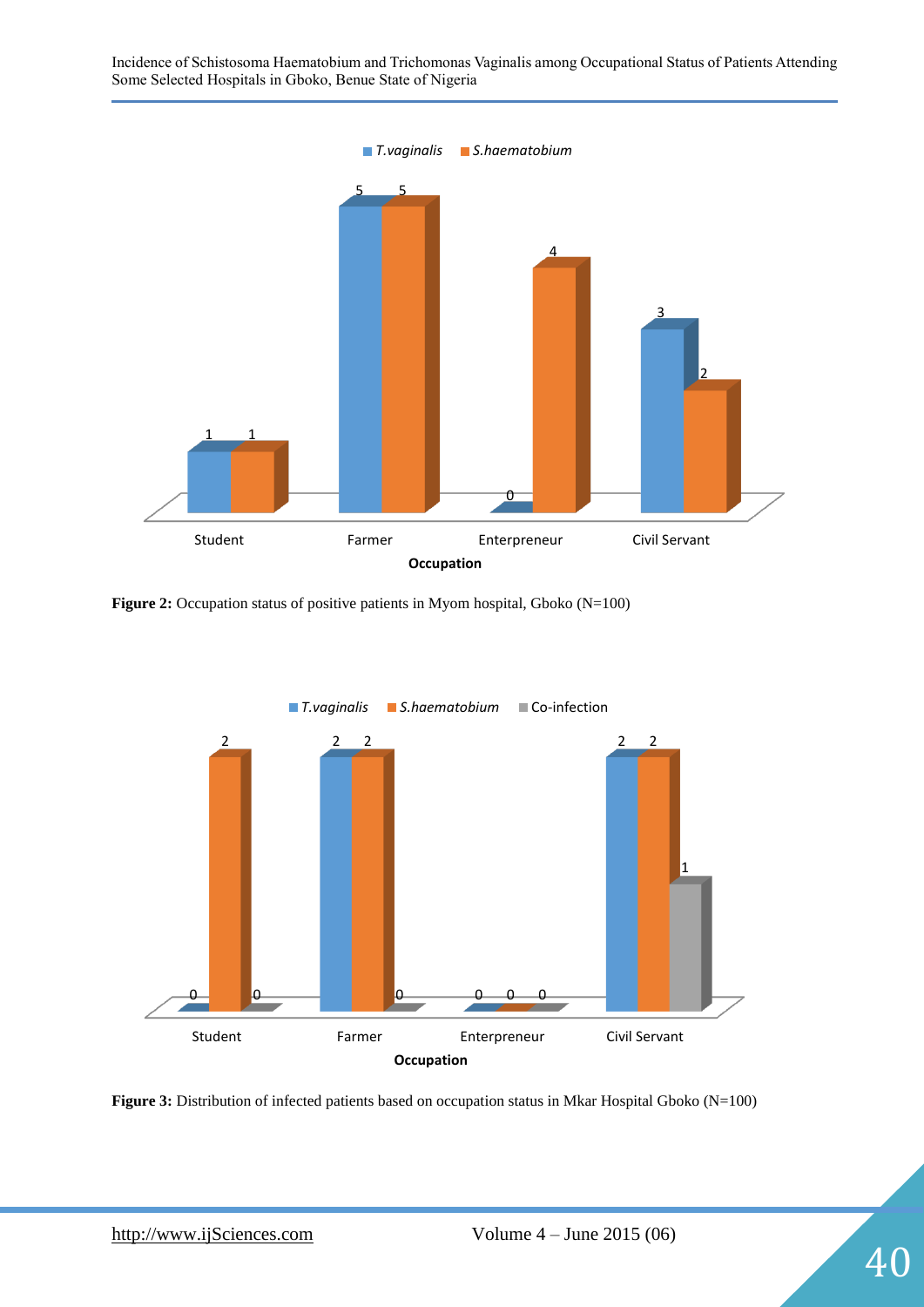**Figure 2:** Occupation status of positive patients in Myom hospital, Gboko (N=100)

**Figure 3:** Distribution of infected patients based on occupation status in Mkar Hospital Gboko (N=100)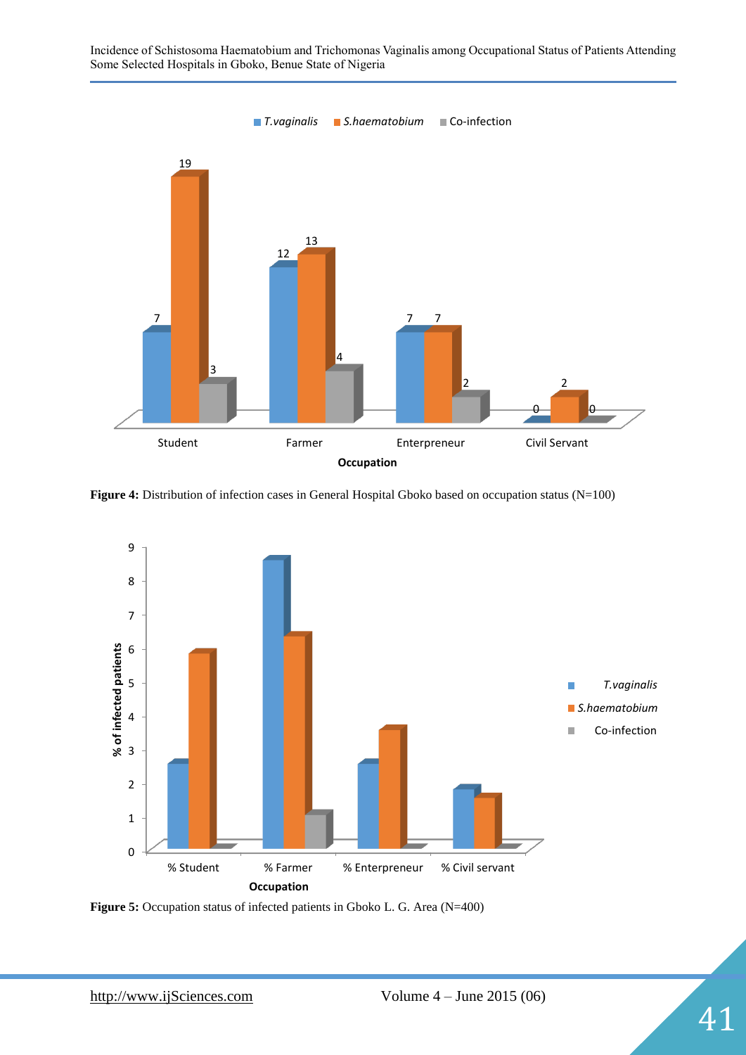**Figure 4:** Distribution of infection cases in General Hospital Gboko based on occupation status (N=100)

**Figure 5:** Occupation status of infected patients in Gboko L. G. Area (N=400)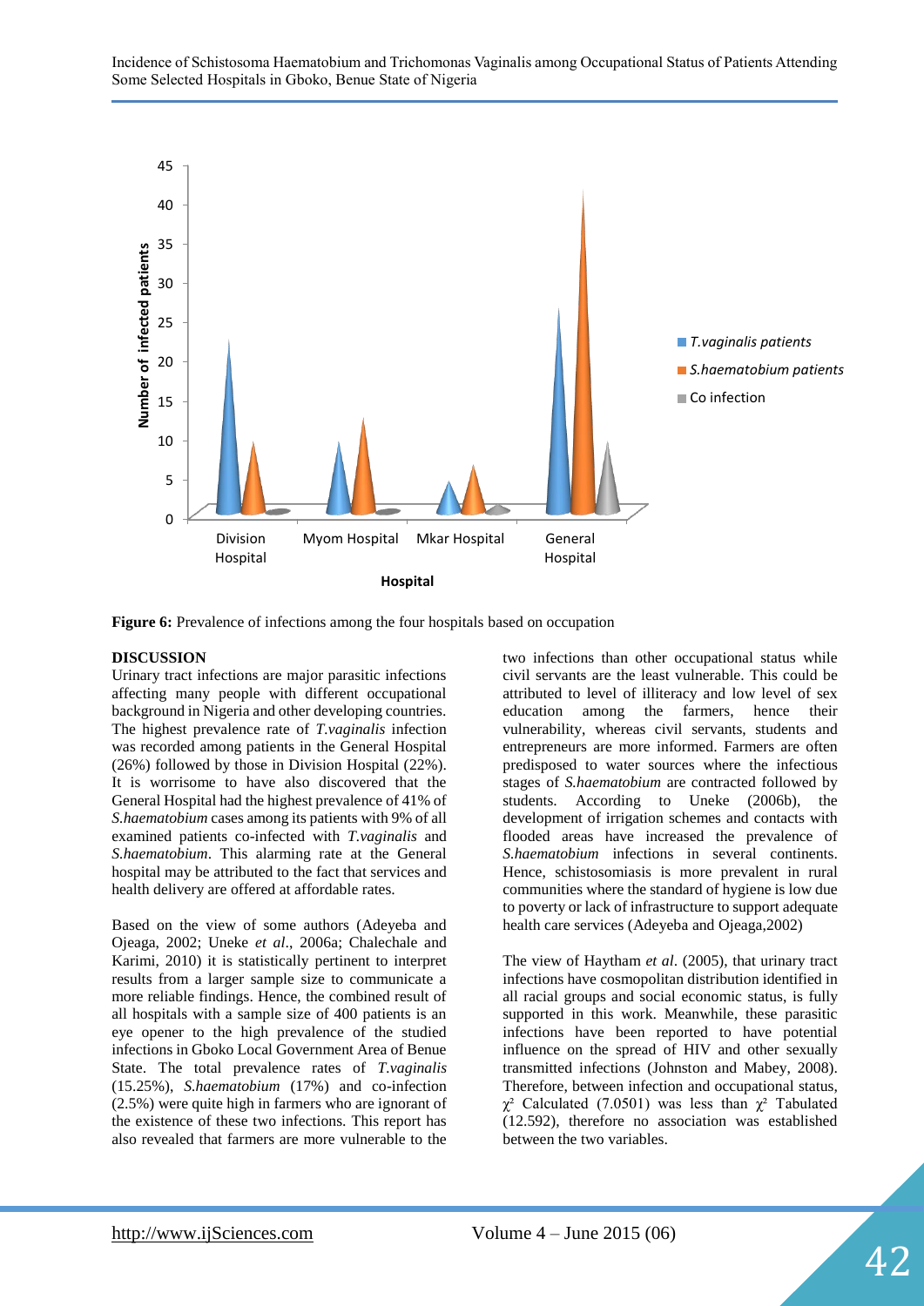**Figure 6:** Prevalence of infections among the four hospitals based on occupation

## DISCUSSION

Urinary tract infections are major parasitic infections affecting many people with different occupational background in Nigeria and other developing countries. The highest prevalence rate of *T.vaginalis* infection was recorded among patients in the General Hospital (26%) followed by those in Division Hospital (22%). It is worrisome to have also discovered that the General Hospital had the highest prevalence of 41% of *S.haematobium* cases among its patients with 9% of all examined patients co-infected with *T.vaginalis* and *S.haematobium*. This alarming rate at the General hospital may be attributed to the fact that services and health delivery are offered at affordable rates.

Based on the view of some authors (Adeyeba and Ojeaga, 2002; Uneke *et al*., 2006a; Chalechale and Karimi, 2010) it is statistically pertinent to interpret results from a larger sample size to communicate a more reliable findings. Hence, the combined result of all hospitals with a sample size of 400 patients is an eye opener to the high prevalence of the studied infections in Gboko Local Government Area of Benue State. The total prevalence rates of *T.vaginalis* (15.25%), *S.haematobium* (17%) and co-infection (2.5%) were quite high in farmers who are ignorant of the existence of these two infections. This report has also revealed that farmers are more vulnerable to the two infections than other occupational status while civil servants are the least vulnerable. This could be attributed to level of illiteracy and low level of sex education among the farmers, hence their vulnerability, whereas civil servants, students and entrepreneurs are more informed. Farmers are often predisposed to water sources where the infectious stages of *S.haematobium* are contracted followed by students. According to Uneke (2006b), the development of irrigation schemes and contacts with flooded areas have increased the prevalence of *S.haematobium* infections in several continents. Hence, schistosomiasis is more prevalent in rural communities where the standard of hygiene is low due to poverty or lack of infrastructure to support adequate health care services (Adeyeba and Ojeaga,2002)

The view of Haytham *et al*. (2005), that urinary tract infections have cosmopolitan distribution identified in all racial groups and social economic status, is fully supported in this work. Meanwhile, these parasitic infections have been reported to have potential influence on the spread of HIV and other sexually transmitted infections (Johnston and Mabey, 2008). Therefore, between infection and occupational status, $\chi^2$ Calculated (7.0501) was less than $\chi^2$ Tabulated (12.592), therefore no association was established between the two variables.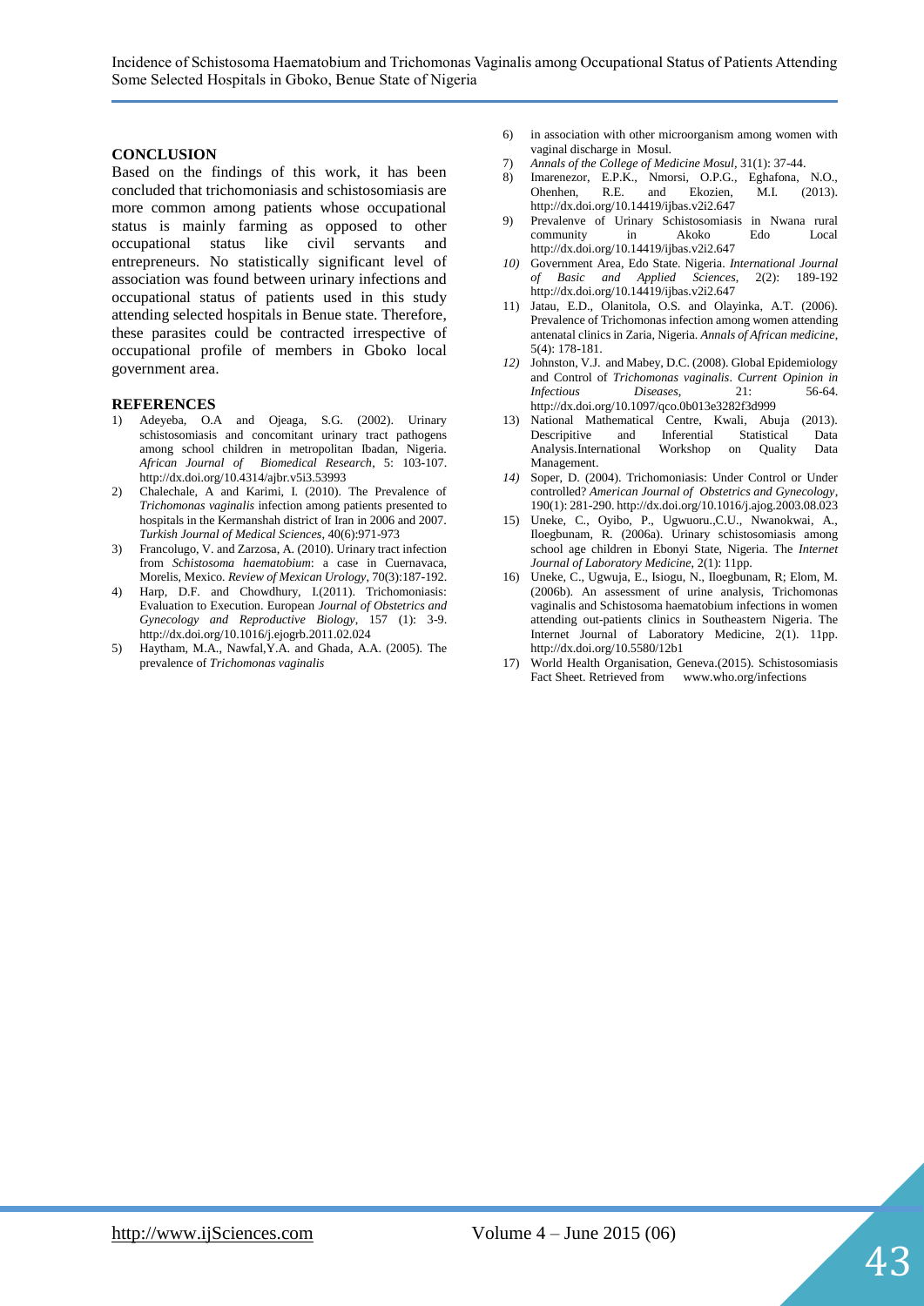## CONCLUSION

Based on the findings of this work, it has been concluded that trichomoniasis and schistosomiasis are more common among patients whose occupational status is mainly farming as opposed to other occupational status like civil servants and entrepreneurs. No statistically significant level of association was found between urinary infections and occupational status of patients used in this study attending selected hospitals in Benue state. Therefore, these parasites could be contracted irrespective of occupational profile of members in Gboko local government area.

## REFERENCES

1) Adeyeba, O.A and Ojeaga, S.G. (2002). Urinary schistosomiasis and concomitant urinary tract pathogens among school children in metropolitan Ibadan, Nigeria. *African Journal of Biomedical Research*, 5: 103-107. http://dx.doi.org/10.4314/ajbr.v5i3.53993
2) Chalechale, A and Karimi, I. (2010). The Prevalence of *Trichomonas vaginalis* infection among patients presented to hospitals in the Kermanshah district of Iran in 2006 and 2007. *Turkish Journal of Medical Sciences*, 40(6):971-973
3) Francolugo, V. and Zarzosa, A. (2010). Urinary tract infection from *Schistosoma haematobium*: a case in Cuernavaca, Morelis, Mexico. *Review of Mexican Urology*, 70(3):187-192.
4) Harp, D.F. and Chowdhury, I.(2011). Trichomoniasis: Evaluation to Execution. European *Journal of Obstetrics and Gynecology and Reproductive Biology*, 157 (1): 3-9. http://dx.doi.org/10.1016/j.ejogrb.2011.02.024
5) Haytham, M.A., Nawfal,Y.A. and Ghada, A.A. (2005). The prevalence of *Trichomonas vaginalis*
6) in association with other microorganism among women with vaginal discharge in Mosul.
7) *Annals of the College of Medicine Mosul*, 31(1): 37-44.
8) Imarenezor, E.P.K., Nmorsi, O.P.G., Eghafona, N.O., Ohenhen, R.E. and Ekozien, M.I. (2013). http://dx.doi.org/10.14419/ijbas.v2i2.647
9) Prevalenve of Urinary Schistosomiasis in Nwana rural community in Akoko Edo Local http://dx.doi.org/10.14419/ijbas.v2i2.647
10) Government Area, Edo State. Nigeria. *International Journal of Basic and Applied Sciences*, 2(2): 189-192 http://dx.doi.org/10.14419/ijbas.v2i2.647
11) Jatau, E.D., Olanitola, O.S. and Olayinka, A.T. (2006). Prevalence of Trichomonas infection among women attending antenatal clinics in Zaria, Nigeria. *Annals of African medicine*, 5(4): 178-181.
12) Johnston, V.J. and Mabey, D.C. (2008). Global Epidemiology and Control of *Trichomonas vaginalis*. *Current Opinion in Infectious Diseases*, 21: 56-64. http://dx.doi.org/10.1097/qco.0b013e3282f3d999
13) National Mathematical Centre, Kwali, Abuja (2013). Descripitive and Inferential Statistical Data Analysis.International Workshop on Quality Data Management.
14) Soper, D. (2004). Trichomoniasis: Under Control or Under controlled? *American Journal of Obstetrics and Gynecology*, 190(1): 281-290. http://dx.doi.org/10.1016/j.ajog.2003.08.023
15) Uneke, C., Oyibo, P., Ugwuoru.,C.U., Nwanokwai, A., Iloegbunam, R. (2006a). Urinary schistosomiasis among school age children in Ebonyi State, Nigeria. The *Internet Journal of Laboratory Medicine*, 2(1): 11pp.
16) Uneke, C., Ugwuja, E., Isiogu, N., Iloegbunam, R; Elom, M. (2006b). An assessment of urine analysis, Trichomonas vaginalis and Schistosoma haematobium infections in women attending out-patients clinics in Southeastern Nigeria. The Internet Journal of Laboratory Medicine, 2(1). 11pp. http://dx.doi.org/10.5580/12b1
17) World Health Organisation, Geneva.(2015). Schistosomiasis Fact Sheet. Retrieved from www.who.org/infections